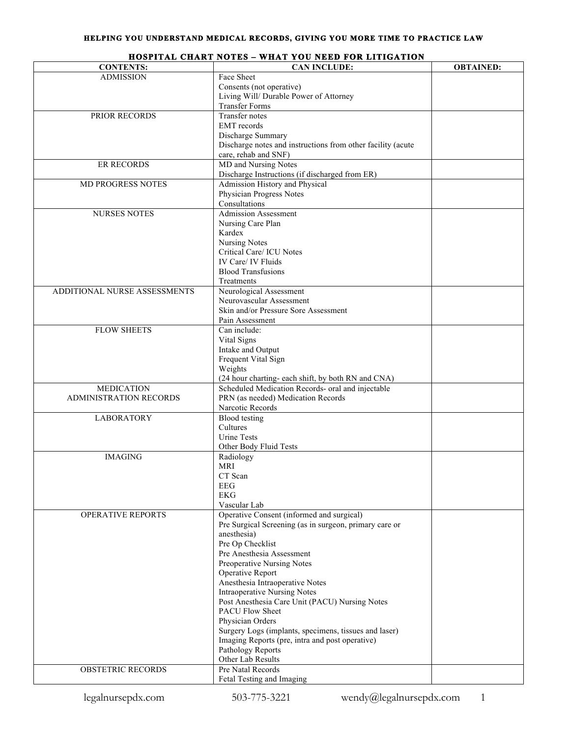**HELPING YOU UNDERSTAND MEDICAL RECORDS, GIVING YOU MORE TIME TO PRACTICE LAW**

## HOSPITAL CHART NOTES – WHAT YOU NEED FOR LITIGATION

| CONTENTS: | CAN INCLUDE: | OBTAINED: |
|---|---|---|
| ADMISSION | Face Sheet<br>Consents (not operative)<br>Living Will/ Durable Power of Attorney<br>Transfer Forms | |
| PRIOR RECORDS | Transfer notes<br>EMT records<br>Discharge Summary<br>Discharge notes and instructions from other facility (acute care, rehab and SNF) | |
| ER RECORDS | MD and Nursing Notes<br>Discharge Instructions (if discharged from ER) | |
| MD PROGRESS NOTES | Admission History and Physical<br>Physician Progress Notes<br>Consultations | |
| NURSES NOTES | Admission Assessment<br>Nursing Care Plan<br>Kardex<br>Nursing Notes<br>Critical Care/ ICU Notes<br>IV Care/ IV Fluids<br>Blood Transfusions<br>Treatments | |
| ADDITIONAL NURSE ASSESSMENTS | Neurological Assessment<br>Neurovascular Assessment<br>Skin and/or Pressure Sore Assessment<br>Pain Assessment | |
| FLOW SHEETS | Can include:<br>Vital Signs<br>Intake and Output<br>Frequent Vital Sign<br>Weights<br>(24 hour charting- each shift, by both RN and CNA) | |
| MEDICATION ADMINISTRATION RECORDS | Scheduled Medication Records- oral and injectable<br>PRN (as needed) Medication Records<br>Narcotic Records | |
| LABORATORY | Blood testing<br>Cultures<br>Urine Tests<br>Other Body Fluid Tests | |
| IMAGING | Radiology<br>MRI<br>CT Scan<br>EEG<br>EKG<br>Vascular Lab | |
| OPERATIVE REPORTS | Operative Consent (informed and surgical)<br>Pre Surgical Screening (as in surgeon, primary care or anesthesia)<br>Pre Op Checklist<br>Pre Anesthesia Assessment<br>Preoperative Nursing Notes<br>Operative Report<br>Anesthesia Intraoperative Notes<br>Intraoperative Nursing Notes<br>Post Anesthesia Care Unit (PACU) Nursing Notes<br>PACU Flow Sheet<br>Physician Orders<br>Surgery Logs (implants, specimens, tissues and laser)<br>Imaging Reports (pre, intra and post operative)<br>Pathology Reports<br>Other Lab Results | |
| OBSTETRIC RECORDS | Pre Natal Records<br>Fetal Testing and Imaging | |

legalnursepdx.com 503-775-3221 wendy@legalnursepdx.com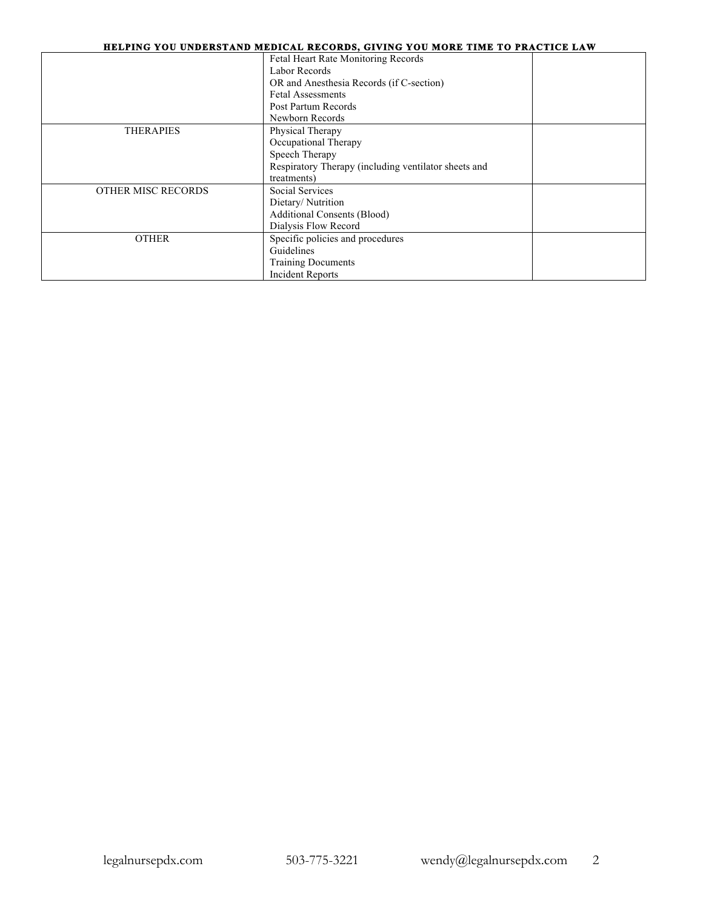| | | |
|---|---|---|
| | Fetal Heart Rate Monitoring Records<br>Labor Records<br>OR and Anesthesia Records (if C-section)<br>Fetal Assessments<br>Post Partum Records<br>Newborn Records | |
| THERAPIES | Physical Therapy<br>Occupational Therapy<br>Speech Therapy<br>Respiratory Therapy (including ventilator sheets and treatments) | |
| OTHER MISC RECORDS | Social Services<br>Dietary/ Nutrition<br>Additional Consents (Blood)<br>Dialysis Flow Record | |
| OTHER | Specific policies and procedures<br>Guidelines<br>Training Documents<br>Incident Reports | |